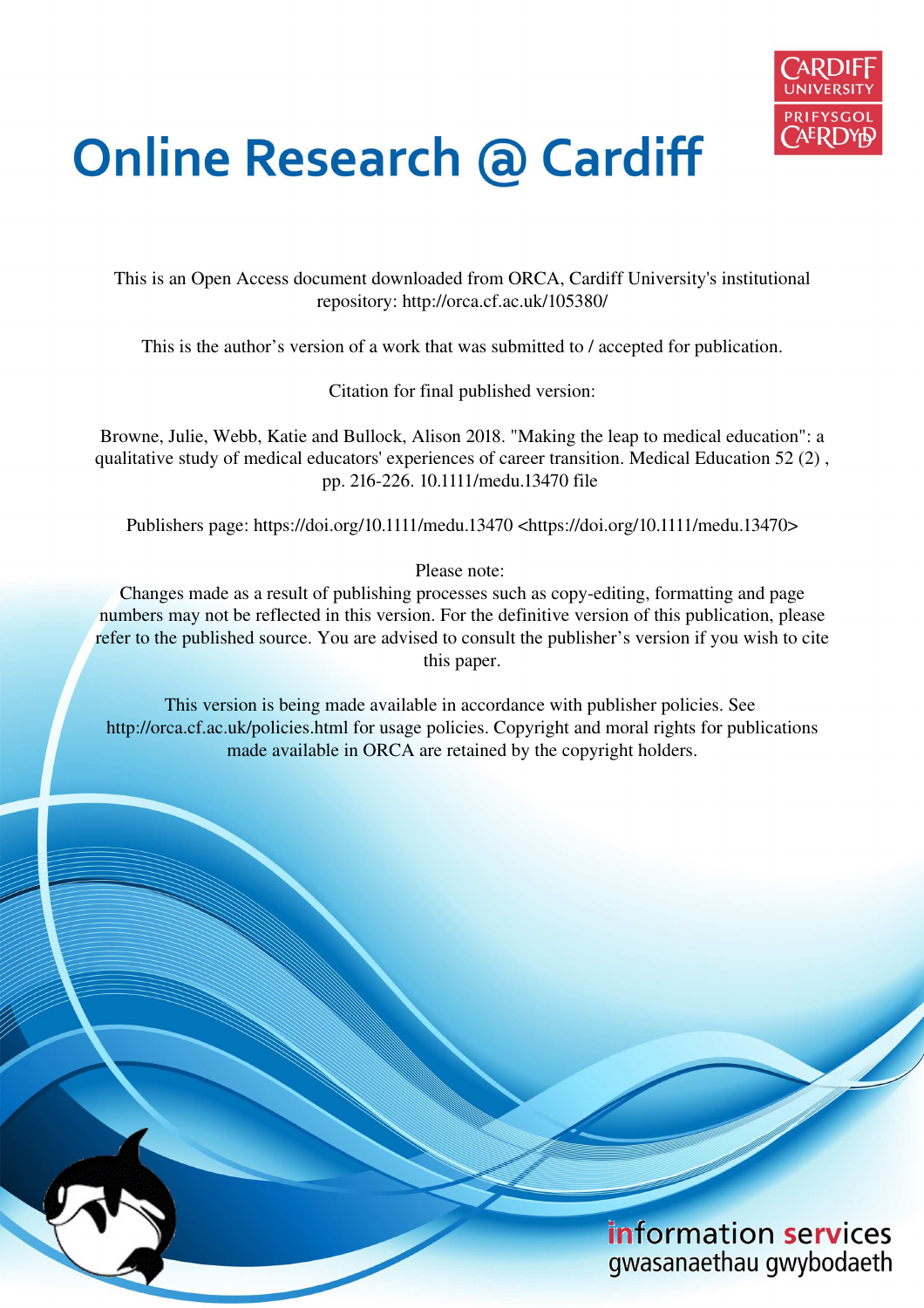# Online Research @ Cardiff

This is an Open Access document downloaded from ORCA, Cardiff University's institutional repository: http://orca.cf.ac.uk/105380/

This is the author's version of a work that was submitted to / accepted for publication.

Citation for final published version:

Browne, Julie, Webb, Katie and Bullock, Alison 2018. "Making the leap to medical education": a qualitative study of medical educators' experiences of career transition. Medical Education 52 (2) , pp. 216-226. 10.1111/medu.13470 file

Publishers page: https://doi.org/10.1111/medu.13470 <https://doi.org/10.1111/medu.13470>

Please note:
Changes made as a result of publishing processes such as copy-editing, formatting and page numbers may not be reflected in this version. For the definitive version of this publication, please refer to the published source. You are advised to consult the publisher's version if you wish to cite this paper.

This version is being made available in accordance with publisher policies. See http://orca.cf.ac.uk/policies.html for usage policies. Copyright and moral rights for publications made available in ORCA are retained by the copyright holders.

information services
gwasanaethau gwybodaeth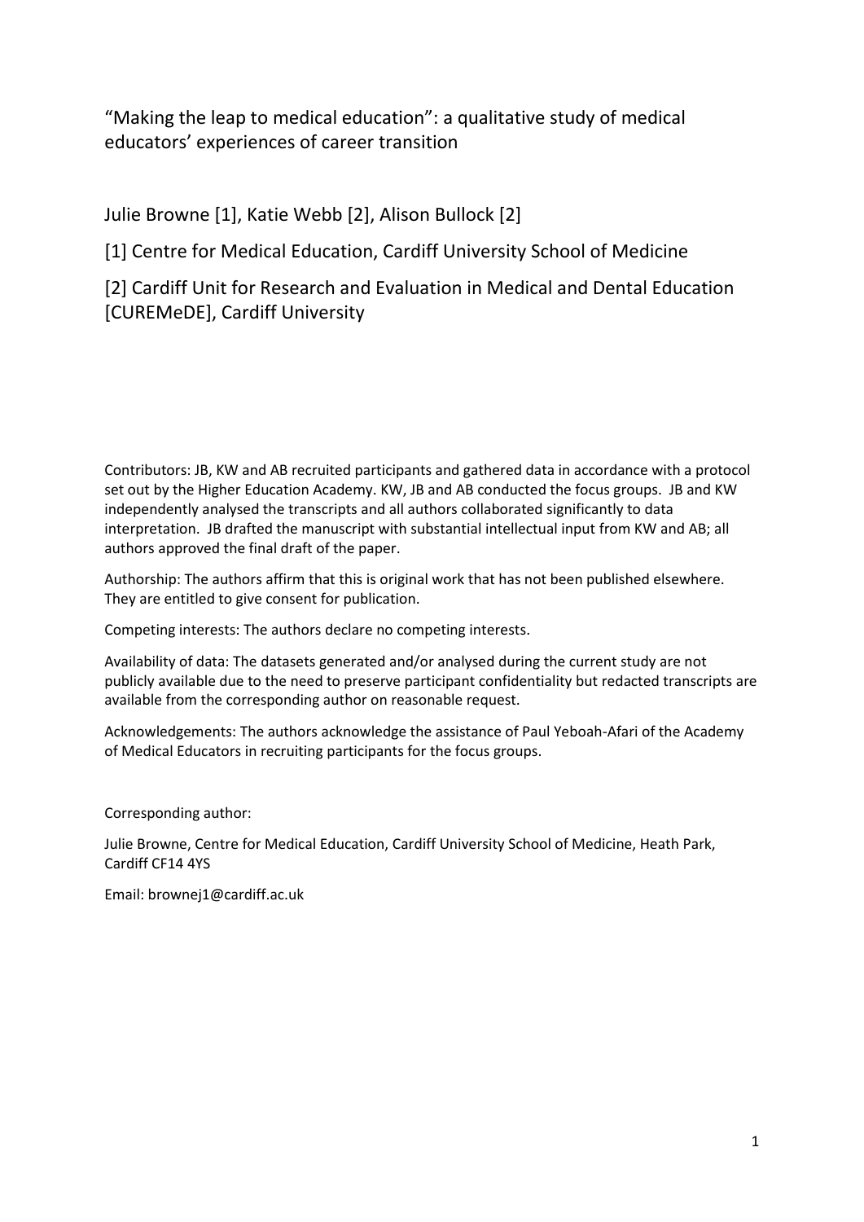# "Making the leap to medical education": a qualitative study of medical educators' experiences of career transition

Julie Browne [1], Katie Webb [2], Alison Bullock [2]

[1] Centre for Medical Education, Cardiff University School of Medicine

[2] Cardiff Unit for Research and Evaluation in Medical and Dental Education [CUREMeDE], Cardiff University

Contributors: JB, KW and AB recruited participants and gathered data in accordance with a protocol set out by the Higher Education Academy. KW, JB and AB conducted the focus groups. JB and KW independently analysed the transcripts and all authors collaborated significantly to data interpretation. JB drafted the manuscript with substantial intellectual input from KW and AB; all authors approved the final draft of the paper.

Authorship: The authors affirm that this is original work that has not been published elsewhere. They are entitled to give consent for publication.

Competing interests: The authors declare no competing interests.

Availability of data: The datasets generated and/or analysed during the current study are not publicly available due to the need to preserve participant confidentiality but redacted transcripts are available from the corresponding author on reasonable request.

Acknowledgements: The authors acknowledge the assistance of Paul Yeboah-Afari of the Academy of Medical Educators in recruiting participants for the focus groups.

Corresponding author:

Julie Browne, Centre for Medical Education, Cardiff University School of Medicine, Heath Park, Cardiff CF14 4YS

Email: brownej1@cardiff.ac.uk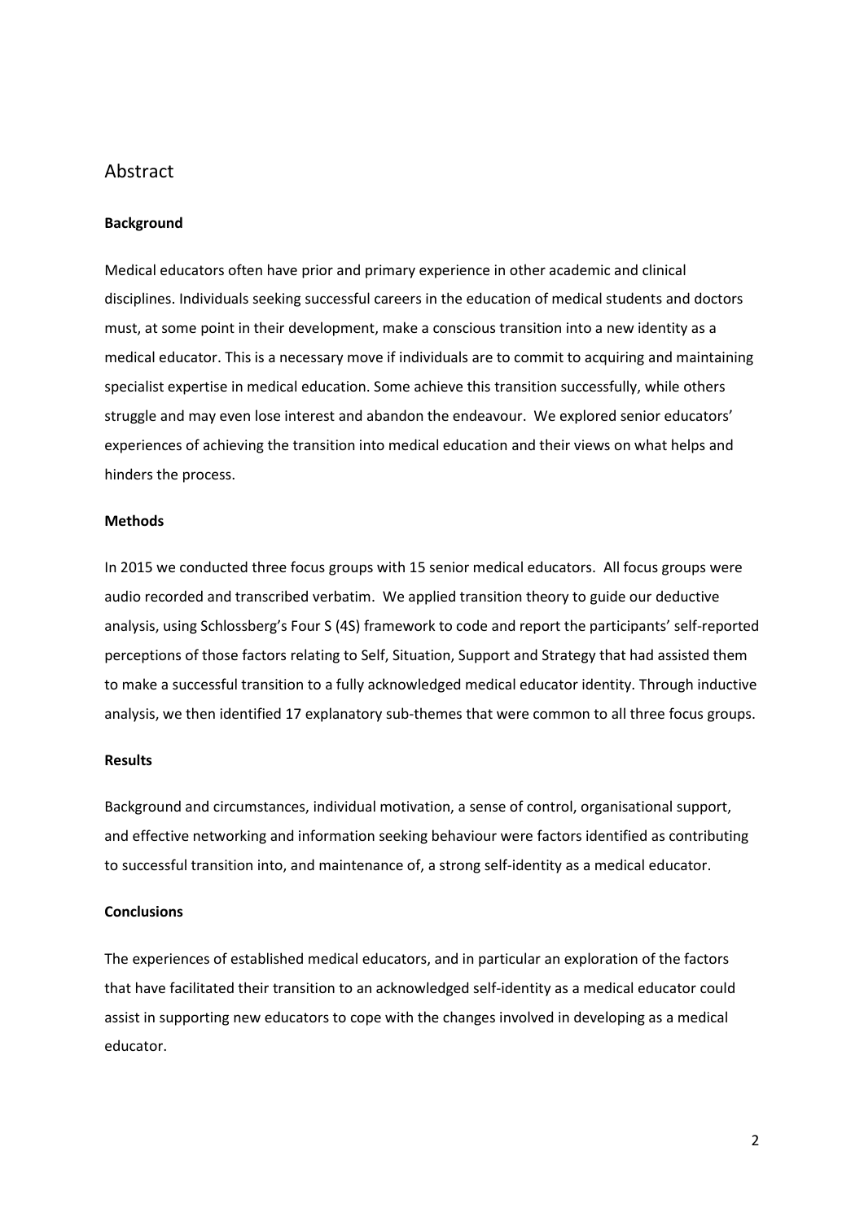## Abstract

**Background**

Medical educators often have prior and primary experience in other academic and clinical disciplines. Individuals seeking successful careers in the education of medical students and doctors must, at some point in their development, make a conscious transition into a new identity as a medical educator. This is a necessary move if individuals are to commit to acquiring and maintaining specialist expertise in medical education. Some achieve this transition successfully, while others struggle and may even lose interest and abandon the endeavour. We explored senior educators' experiences of achieving the transition into medical education and their views on what helps and hinders the process.

**Methods**

In 2015 we conducted three focus groups with 15 senior medical educators. All focus groups were audio recorded and transcribed verbatim. We applied transition theory to guide our deductive analysis, using Schlossberg's Four S (4S) framework to code and report the participants' self-reported perceptions of those factors relating to Self, Situation, Support and Strategy that had assisted them to make a successful transition to a fully acknowledged medical educator identity. Through inductive analysis, we then identified 17 explanatory sub-themes that were common to all three focus groups.

**Results**

Background and circumstances, individual motivation, a sense of control, organisational support, and effective networking and information seeking behaviour were factors identified as contributing to successful transition into, and maintenance of, a strong self-identity as a medical educator.

**Conclusions**

The experiences of established medical educators, and in particular an exploration of the factors that have facilitated their transition to an acknowledged self-identity as a medical educator could assist in supporting new educators to cope with the changes involved in developing as a medical educator.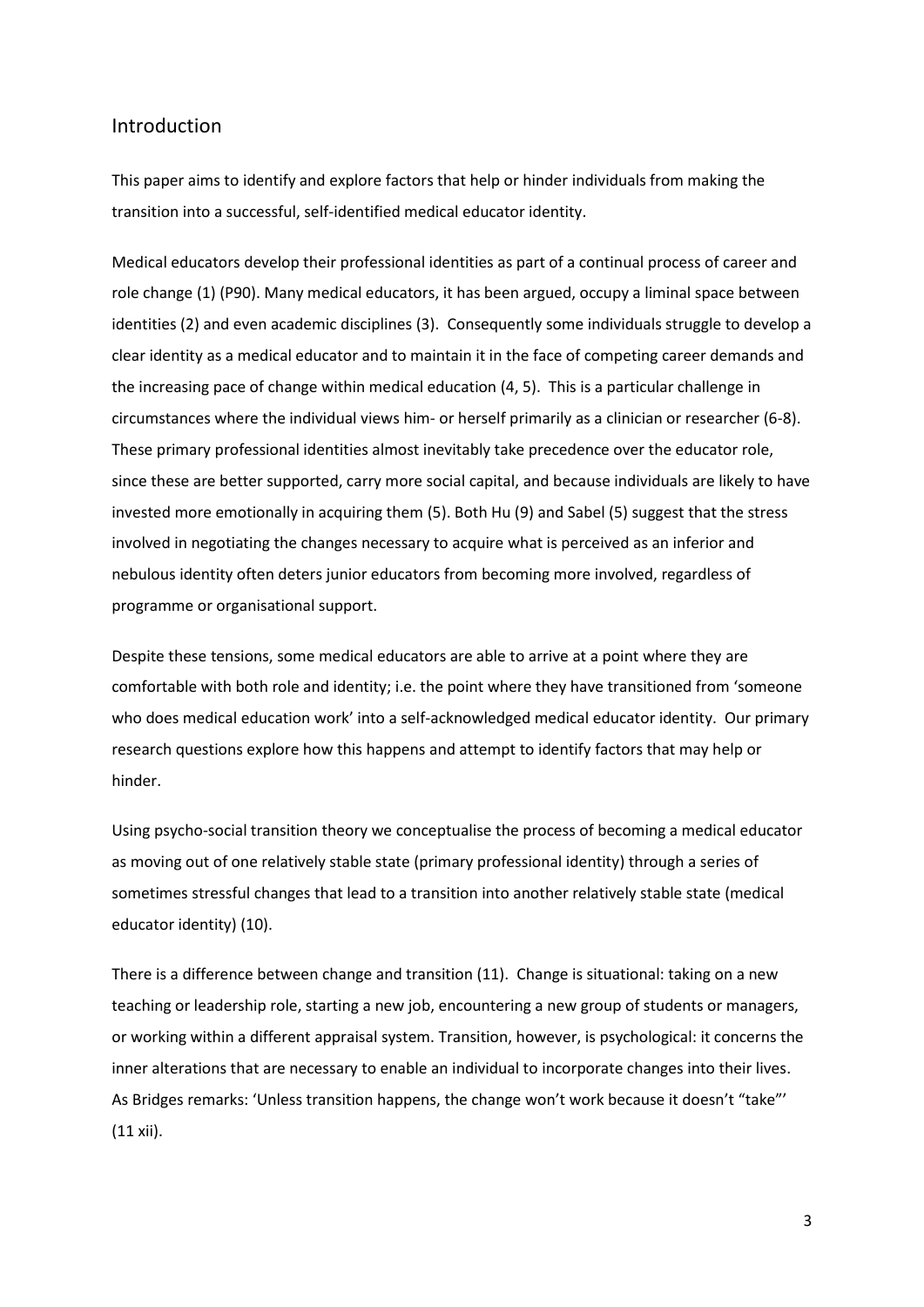## Introduction

This paper aims to identify and explore factors that help or hinder individuals from making the transition into a successful, self-identified medical educator identity.

Medical educators develop their professional identities as part of a continual process of career and role change (1) (P90). Many medical educators, it has been argued, occupy a liminal space between identities (2) and even academic disciplines (3). Consequently some individuals struggle to develop a clear identity as a medical educator and to maintain it in the face of competing career demands and the increasing pace of change within medical education (4, 5). This is a particular challenge in circumstances where the individual views him- or herself primarily as a clinician or researcher (6-8). These primary professional identities almost inevitably take precedence over the educator role, since these are better supported, carry more social capital, and because individuals are likely to have invested more emotionally in acquiring them (5). Both Hu (9) and Sabel (5) suggest that the stress involved in negotiating the changes necessary to acquire what is perceived as an inferior and nebulous identity often deters junior educators from becoming more involved, regardless of programme or organisational support.

Despite these tensions, some medical educators are able to arrive at a point where they are comfortable with both role and identity; i.e. the point where they have transitioned from 'someone who does medical education work' into a self-acknowledged medical educator identity. Our primary research questions explore how this happens and attempt to identify factors that may help or hinder.

Using psycho-social transition theory we conceptualise the process of becoming a medical educator as moving out of one relatively stable state (primary professional identity) through a series of sometimes stressful changes that lead to a transition into another relatively stable state (medical educator identity) (10).

There is a difference between change and transition (11). Change is situational: taking on a new teaching or leadership role, starting a new job, encountering a new group of students or managers, or working within a different appraisal system. Transition, however, is psychological: it concerns the inner alterations that are necessary to enable an individual to incorporate changes into their lives. As Bridges remarks: 'Unless transition happens, the change won't work because it doesn't "take"' (11 xii).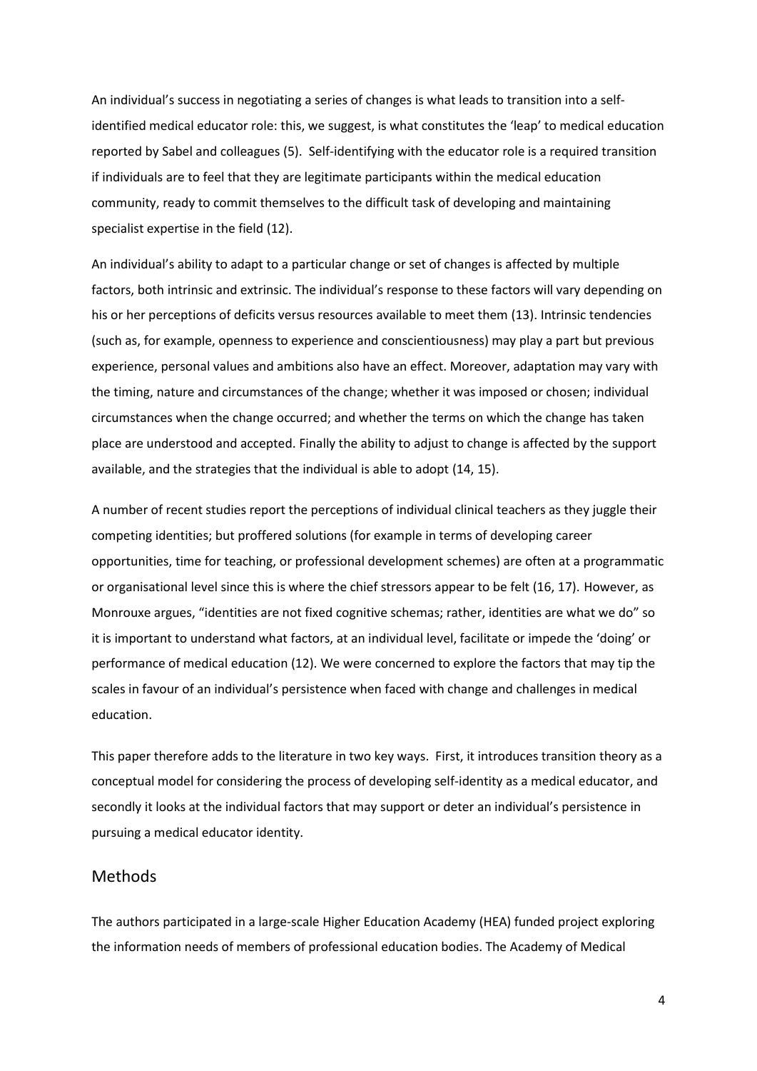An individual's success in negotiating a series of changes is what leads to transition into a self-identified medical educator role: this, we suggest, is what constitutes the 'leap' to medical education reported by Sabel and colleagues (5). Self-identifying with the educator role is a required transition if individuals are to feel that they are legitimate participants within the medical education community, ready to commit themselves to the difficult task of developing and maintaining specialist expertise in the field (12).

An individual's ability to adapt to a particular change or set of changes is affected by multiple factors, both intrinsic and extrinsic. The individual's response to these factors will vary depending on his or her perceptions of deficits versus resources available to meet them (13). Intrinsic tendencies (such as, for example, openness to experience and conscientiousness) may play a part but previous experience, personal values and ambitions also have an effect. Moreover, adaptation may vary with the timing, nature and circumstances of the change; whether it was imposed or chosen; individual circumstances when the change occurred; and whether the terms on which the change has taken place are understood and accepted. Finally the ability to adjust to change is affected by the support available, and the strategies that the individual is able to adopt (14, 15).

A number of recent studies report the perceptions of individual clinical teachers as they juggle their competing identities; but proffered solutions (for example in terms of developing career opportunities, time for teaching, or professional development schemes) are often at a programmatic or organisational level since this is where the chief stressors appear to be felt (16, 17). However, as Monrouxe argues, "identities are not fixed cognitive schemas; rather, identities are what we do" so it is important to understand what factors, at an individual level, facilitate or impede the 'doing' or performance of medical education (12). We were concerned to explore the factors that may tip the scales in favour of an individual's persistence when faced with change and challenges in medical education.

This paper therefore adds to the literature in two key ways. First, it introduces transition theory as a conceptual model for considering the process of developing self-identity as a medical educator, and secondly it looks at the individual factors that may support or deter an individual's persistence in pursuing a medical educator identity.

## Methods

The authors participated in a large-scale Higher Education Academy (HEA) funded project exploring the information needs of members of professional education bodies. The Academy of Medical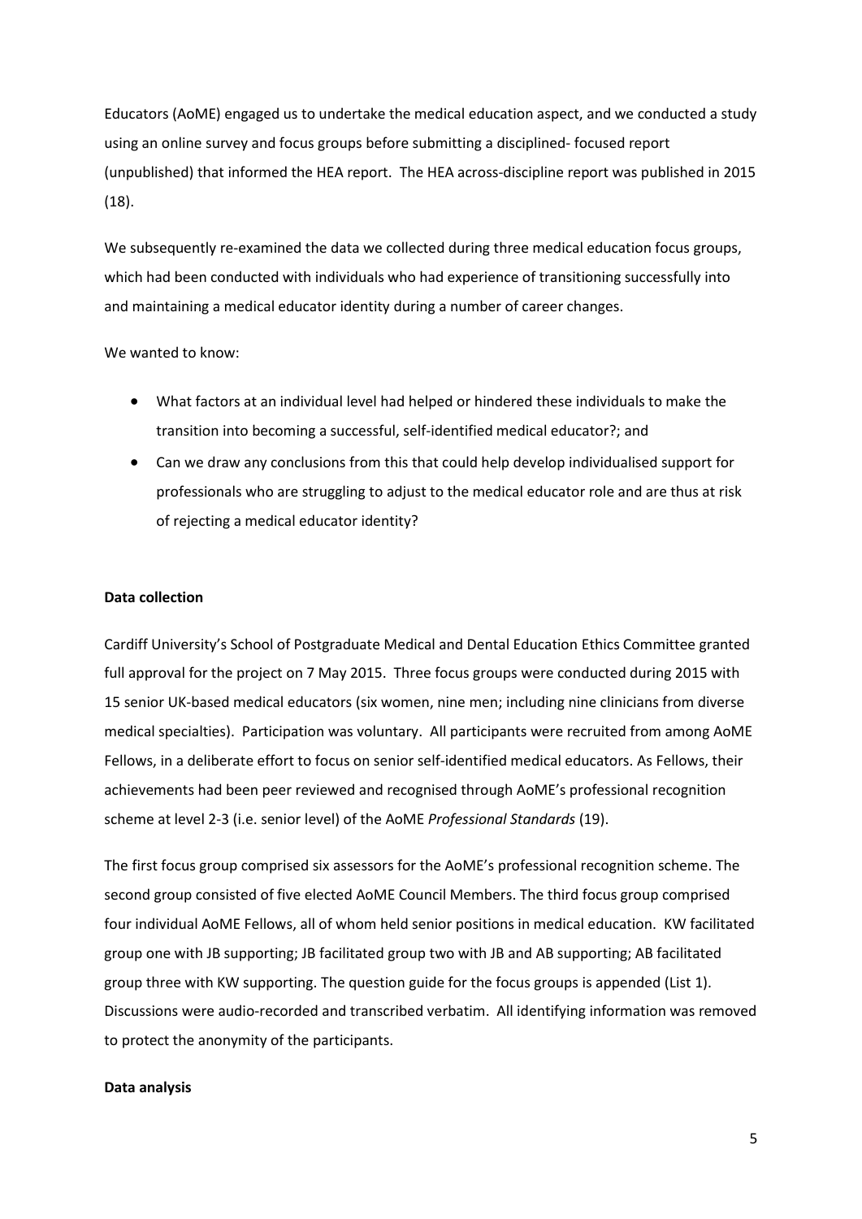Educators (AoME) engaged us to undertake the medical education aspect, and we conducted a study using an online survey and focus groups before submitting a disciplined- focused report (unpublished) that informed the HEA report. The HEA across-discipline report was published in 2015 (18).

We subsequently re-examined the data we collected during three medical education focus groups, which had been conducted with individuals who had experience of transitioning successfully into and maintaining a medical educator identity during a number of career changes.

We wanted to know:

- What factors at an individual level had helped or hindered these individuals to make the transition into becoming a successful, self-identified medical educator?; and
- Can we draw any conclusions from this that could help develop individualised support for professionals who are struggling to adjust to the medical educator role and are thus at risk of rejecting a medical educator identity?

**Data collection**

Cardiff University's School of Postgraduate Medical and Dental Education Ethics Committee granted full approval for the project on 7 May 2015. Three focus groups were conducted during 2015 with 15 senior UK-based medical educators (six women, nine men; including nine clinicians from diverse medical specialties). Participation was voluntary. All participants were recruited from among AoME Fellows, in a deliberate effort to focus on senior self-identified medical educators. As Fellows, their achievements had been peer reviewed and recognised through AoME's professional recognition scheme at level 2-3 (i.e. senior level) of the AoME *Professional Standards* (19).

The first focus group comprised six assessors for the AoME's professional recognition scheme. The second group consisted of five elected AoME Council Members. The third focus group comprised four individual AoME Fellows, all of whom held senior positions in medical education. KW facilitated group one with JB supporting; JB facilitated group two with JB and AB supporting; AB facilitated group three with KW supporting. The question guide for the focus groups is appended (List 1). Discussions were audio-recorded and transcribed verbatim. All identifying information was removed to protect the anonymity of the participants.

**Data analysis**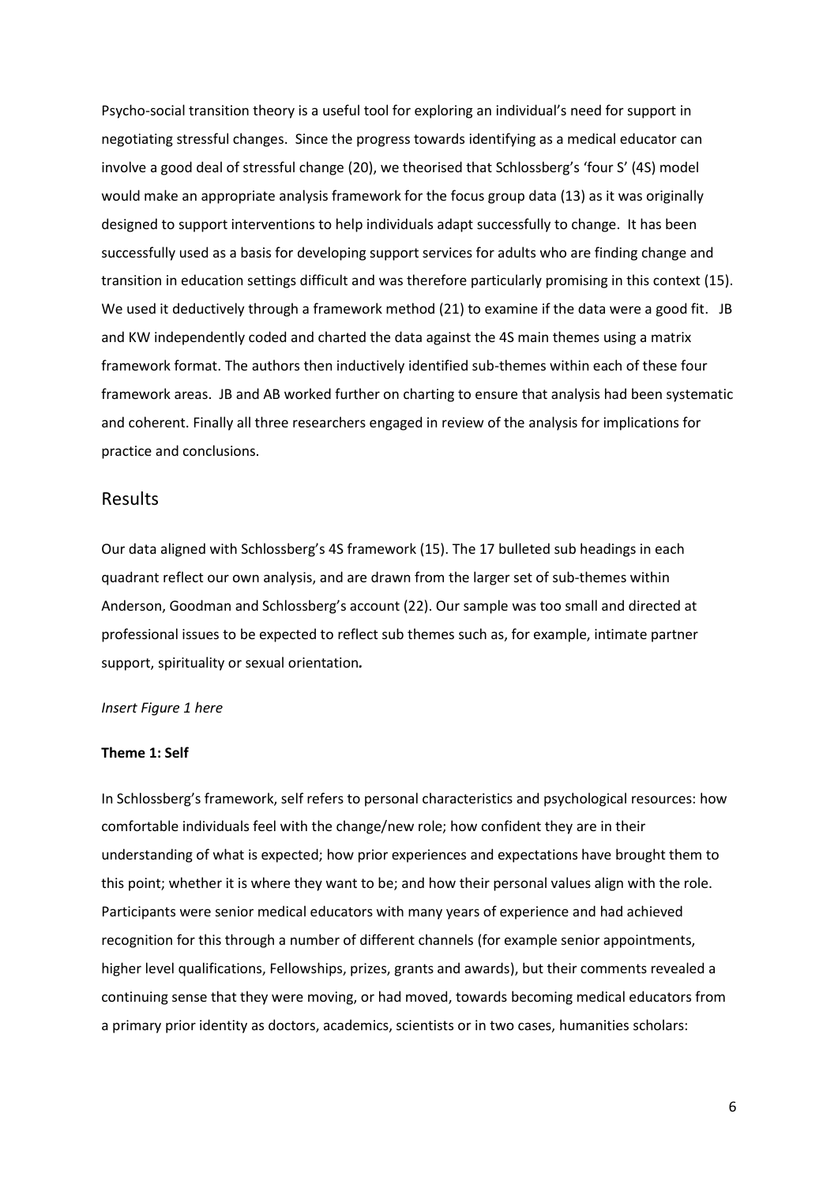Psycho-social transition theory is a useful tool for exploring an individual's need for support in negotiating stressful changes. Since the progress towards identifying as a medical educator can involve a good deal of stressful change (20), we theorised that Schlossberg's 'four S' (4S) model would make an appropriate analysis framework for the focus group data (13) as it was originally designed to support interventions to help individuals adapt successfully to change. It has been successfully used as a basis for developing support services for adults who are finding change and transition in education settings difficult and was therefore particularly promising in this context (15). We used it deductively through a framework method (21) to examine if the data were a good fit. JB and KW independently coded and charted the data against the 4S main themes using a matrix framework format. The authors then inductively identified sub-themes within each of these four framework areas. JB and AB worked further on charting to ensure that analysis had been systematic and coherent. Finally all three researchers engaged in review of the analysis for implications for practice and conclusions.

## Results

Our data aligned with Schlossberg's 4S framework (15). The 17 bulleted sub headings in each quadrant reflect our own analysis, and are drawn from the larger set of sub-themes within Anderson, Goodman and Schlossberg's account (22). Our sample was too small and directed at professional issues to be expected to reflect sub themes such as, for example, intimate partner support, spirituality or sexual orientation**.**

*Insert Figure 1 here*

**Theme 1: Self**

In Schlossberg's framework, self refers to personal characteristics and psychological resources: how comfortable individuals feel with the change/new role; how confident they are in their understanding of what is expected; how prior experiences and expectations have brought them to this point; whether it is where they want to be; and how their personal values align with the role. Participants were senior medical educators with many years of experience and had achieved recognition for this through a number of different channels (for example senior appointments, higher level qualifications, Fellowships, prizes, grants and awards), but their comments revealed a continuing sense that they were moving, or had moved, towards becoming medical educators from a primary prior identity as doctors, academics, scientists or in two cases, humanities scholars: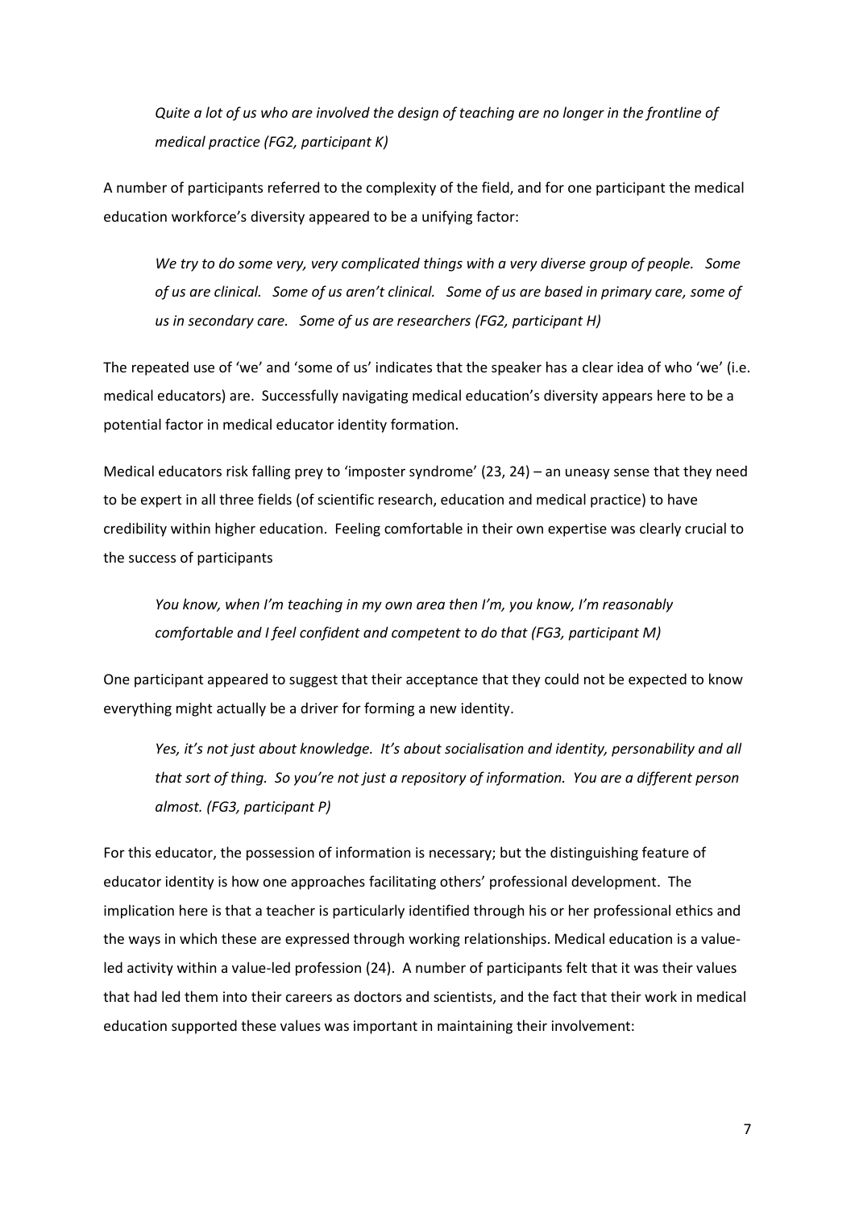*Quite a lot of us who are involved the design of teaching are no longer in the frontline of medical practice (FG2, participant K)*

A number of participants referred to the complexity of the field, and for one participant the medical education workforce's diversity appeared to be a unifying factor:

*We try to do some very, very complicated things with a very diverse group of people. Some of us are clinical. Some of us aren't clinical. Some of us are based in primary care, some of us in secondary care. Some of us are researchers (FG2, participant H)*

The repeated use of 'we' and 'some of us' indicates that the speaker has a clear idea of who 'we' (i.e. medical educators) are. Successfully navigating medical education's diversity appears here to be a potential factor in medical educator identity formation.

Medical educators risk falling prey to 'imposter syndrome' (23, 24) – an uneasy sense that they need to be expert in all three fields (of scientific research, education and medical practice) to have credibility within higher education. Feeling comfortable in their own expertise was clearly crucial to the success of participants

*You know, when I'm teaching in my own area then I'm, you know, I'm reasonably comfortable and I feel confident and competent to do that (FG3, participant M)*

One participant appeared to suggest that their acceptance that they could not be expected to know everything might actually be a driver for forming a new identity.

*Yes, it's not just about knowledge. It's about socialisation and identity, personability and all that sort of thing. So you're not just a repository of information. You are a different person almost. (FG3, participant P)*

For this educator, the possession of information is necessary; but the distinguishing feature of educator identity is how one approaches facilitating others' professional development. The implication here is that a teacher is particularly identified through his or her professional ethics and the ways in which these are expressed through working relationships. Medical education is a value-led activity within a value-led profession (24). A number of participants felt that it was their values that had led them into their careers as doctors and scientists, and the fact that their work in medical education supported these values was important in maintaining their involvement: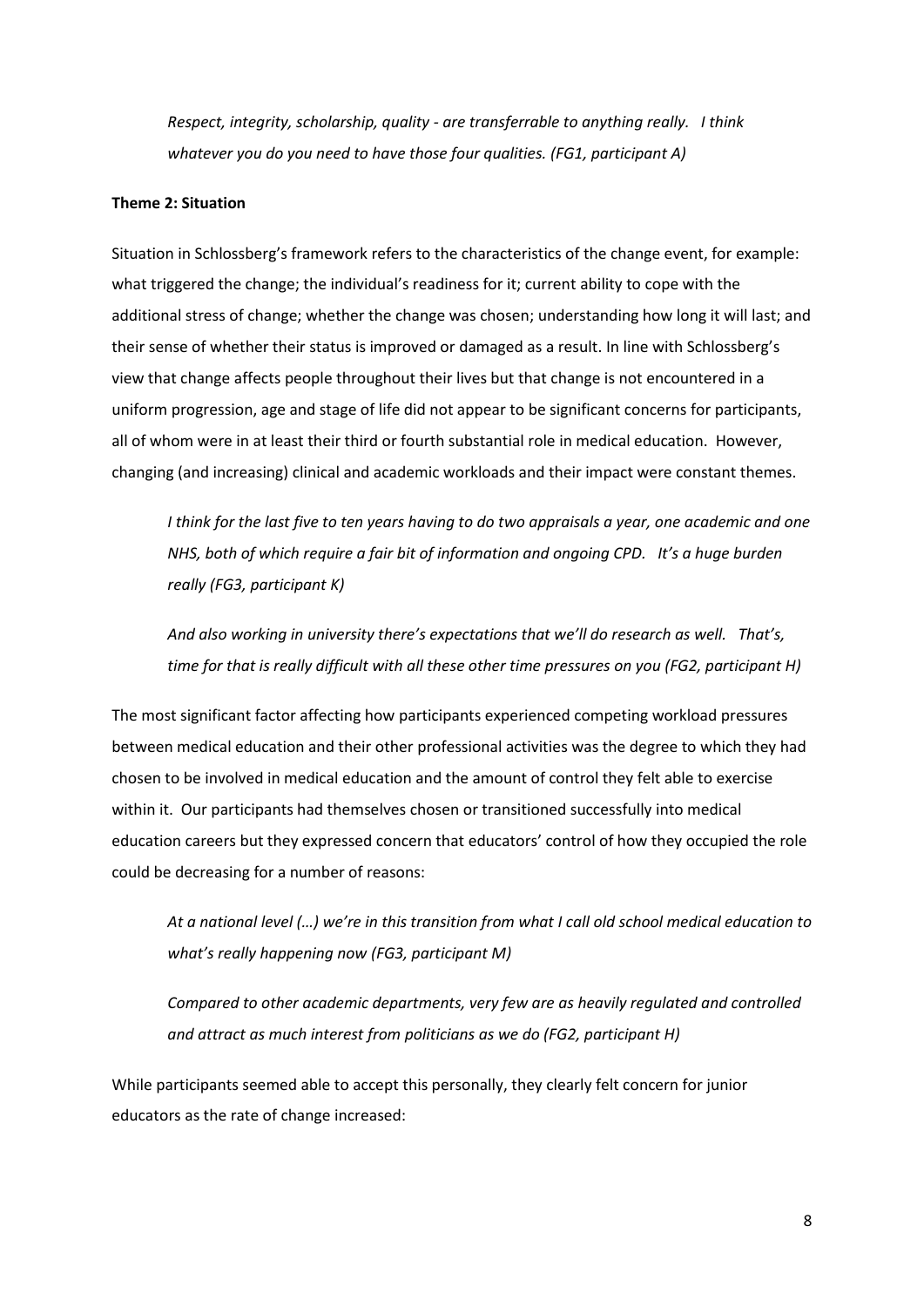*Respect, integrity, scholarship, quality - are transferrable to anything really. I think whatever you do you need to have those four qualities. (FG1, participant A)*

**Theme 2: Situation**

Situation in Schlossberg's framework refers to the characteristics of the change event, for example: what triggered the change; the individual's readiness for it; current ability to cope with the additional stress of change; whether the change was chosen; understanding how long it will last; and their sense of whether their status is improved or damaged as a result. In line with Schlossberg's view that change affects people throughout their lives but that change is not encountered in a uniform progression, age and stage of life did not appear to be significant concerns for participants, all of whom were in at least their third or fourth substantial role in medical education. However, changing (and increasing) clinical and academic workloads and their impact were constant themes.

*I think for the last five to ten years having to do two appraisals a year, one academic and one NHS, both of which require a fair bit of information and ongoing CPD. It's a huge burden really (FG3, participant K)*

*And also working in university there's expectations that we'll do research as well. That's, time for that is really difficult with all these other time pressures on you (FG2, participant H)*

The most significant factor affecting how participants experienced competing workload pressures between medical education and their other professional activities was the degree to which they had chosen to be involved in medical education and the amount of control they felt able to exercise within it. Our participants had themselves chosen or transitioned successfully into medical education careers but they expressed concern that educators' control of how they occupied the role could be decreasing for a number of reasons:

*At a national level (…) we're in this transition from what I call old school medical education to what's really happening now (FG3, participant M)*

*Compared to other academic departments, very few are as heavily regulated and controlled and attract as much interest from politicians as we do (FG2, participant H)*

While participants seemed able to accept this personally, they clearly felt concern for junior educators as the rate of change increased: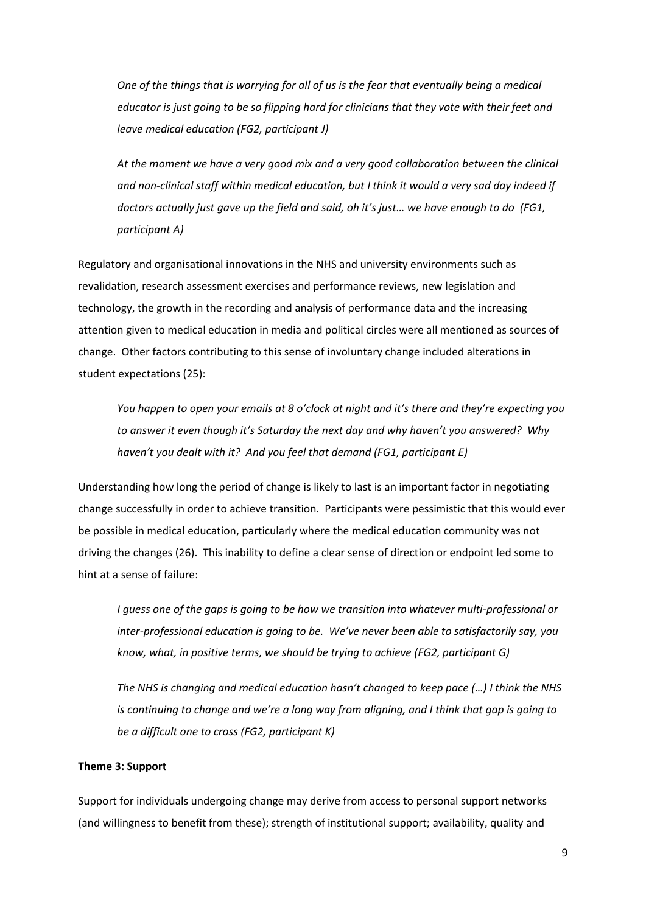*One of the things that is worrying for all of us is the fear that eventually being a medical educator is just going to be so flipping hard for clinicians that they vote with their feet and leave medical education (FG2, participant J)*

*At the moment we have a very good mix and a very good collaboration between the clinical and non-clinical staff within medical education, but I think it would a very sad day indeed if doctors actually just gave up the field and said, oh it's just… we have enough to do (FG1, participant A)*

Regulatory and organisational innovations in the NHS and university environments such as revalidation, research assessment exercises and performance reviews, new legislation and technology, the growth in the recording and analysis of performance data and the increasing attention given to medical education in media and political circles were all mentioned as sources of change. Other factors contributing to this sense of involuntary change included alterations in student expectations (25):

*You happen to open your emails at 8 o'clock at night and it's there and they're expecting you to answer it even though it's Saturday the next day and why haven't you answered? Why haven't you dealt with it? And you feel that demand (FG1, participant E)*

Understanding how long the period of change is likely to last is an important factor in negotiating change successfully in order to achieve transition. Participants were pessimistic that this would ever be possible in medical education, particularly where the medical education community was not driving the changes (26). This inability to define a clear sense of direction or endpoint led some to hint at a sense of failure:

*I guess one of the gaps is going to be how we transition into whatever multi-professional or inter-professional education is going to be. We've never been able to satisfactorily say, you know, what, in positive terms, we should be trying to achieve (FG2, participant G)*

*The NHS is changing and medical education hasn't changed to keep pace (…) I think the NHS is continuing to change and we're a long way from aligning, and I think that gap is going to be a difficult one to cross (FG2, participant K)*

**Theme 3: Support**

Support for individuals undergoing change may derive from access to personal support networks (and willingness to benefit from these); strength of institutional support; availability, quality and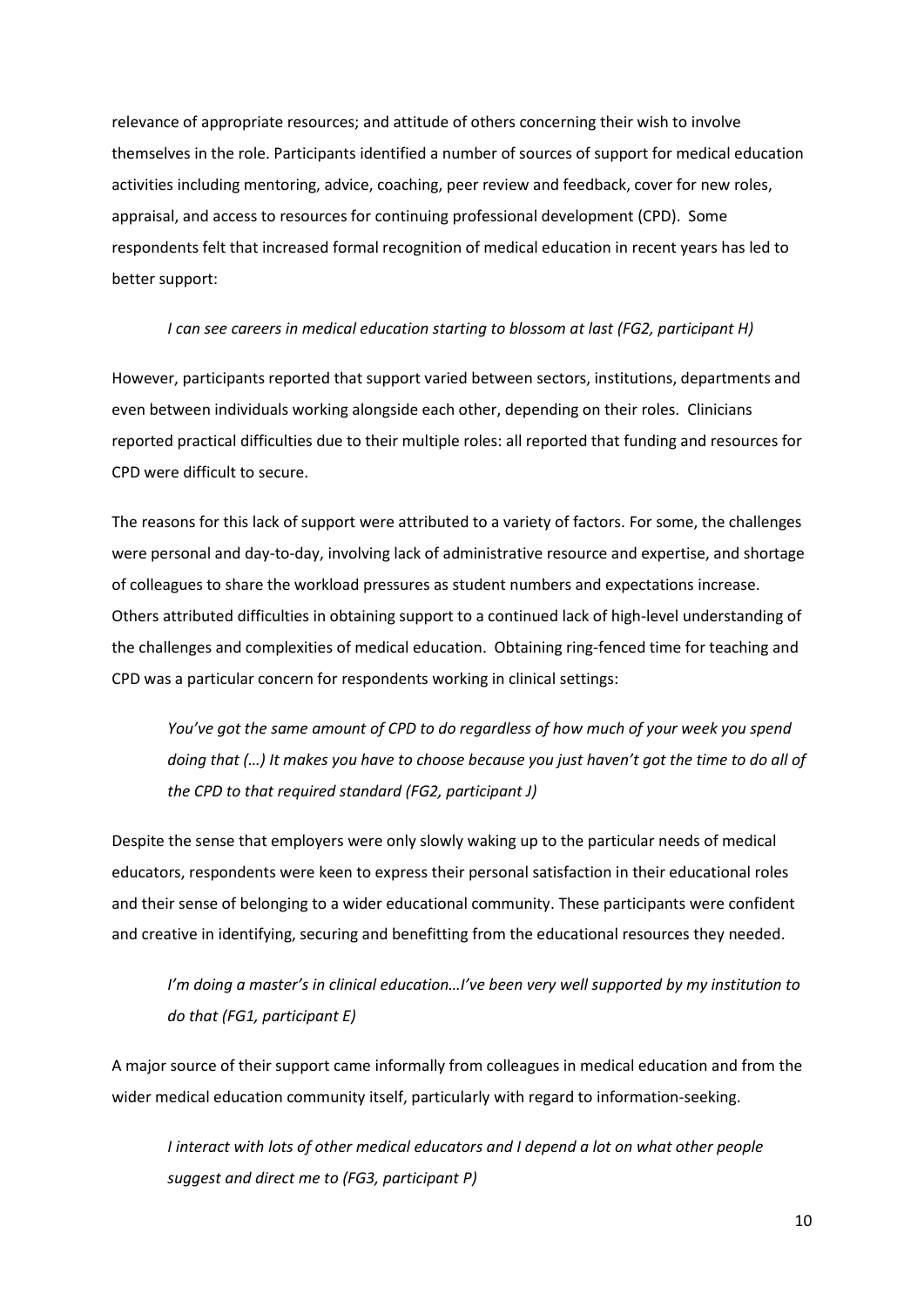relevance of appropriate resources; and attitude of others concerning their wish to involve themselves in the role. Participants identified a number of sources of support for medical education activities including mentoring, advice, coaching, peer review and feedback, cover for new roles, appraisal, and access to resources for continuing professional development (CPD). Some respondents felt that increased formal recognition of medical education in recent years has led to better support:

> *I can see careers in medical education starting to blossom at last (FG2, participant H)*

However, participants reported that support varied between sectors, institutions, departments and even between individuals working alongside each other, depending on their roles. Clinicians reported practical difficulties due to their multiple roles: all reported that funding and resources for CPD were difficult to secure.

The reasons for this lack of support were attributed to a variety of factors. For some, the challenges were personal and day-to-day, involving lack of administrative resource and expertise, and shortage of colleagues to share the workload pressures as student numbers and expectations increase. Others attributed difficulties in obtaining support to a continued lack of high-level understanding of the challenges and complexities of medical education. Obtaining ring-fenced time for teaching and CPD was a particular concern for respondents working in clinical settings:

> *You've got the same amount of CPD to do regardless of how much of your week you spend doing that (…) It makes you have to choose because you just haven't got the time to do all of the CPD to that required standard (FG2, participant J)*

Despite the sense that employers were only slowly waking up to the particular needs of medical educators, respondents were keen to express their personal satisfaction in their educational roles and their sense of belonging to a wider educational community. These participants were confident and creative in identifying, securing and benefitting from the educational resources they needed.

> *I'm doing a master's in clinical education…I've been very well supported by my institution to do that (FG1, participant E)*

A major source of their support came informally from colleagues in medical education and from the wider medical education community itself, particularly with regard to information-seeking.

> *I interact with lots of other medical educators and I depend a lot on what other people suggest and direct me to (FG3, participant P)*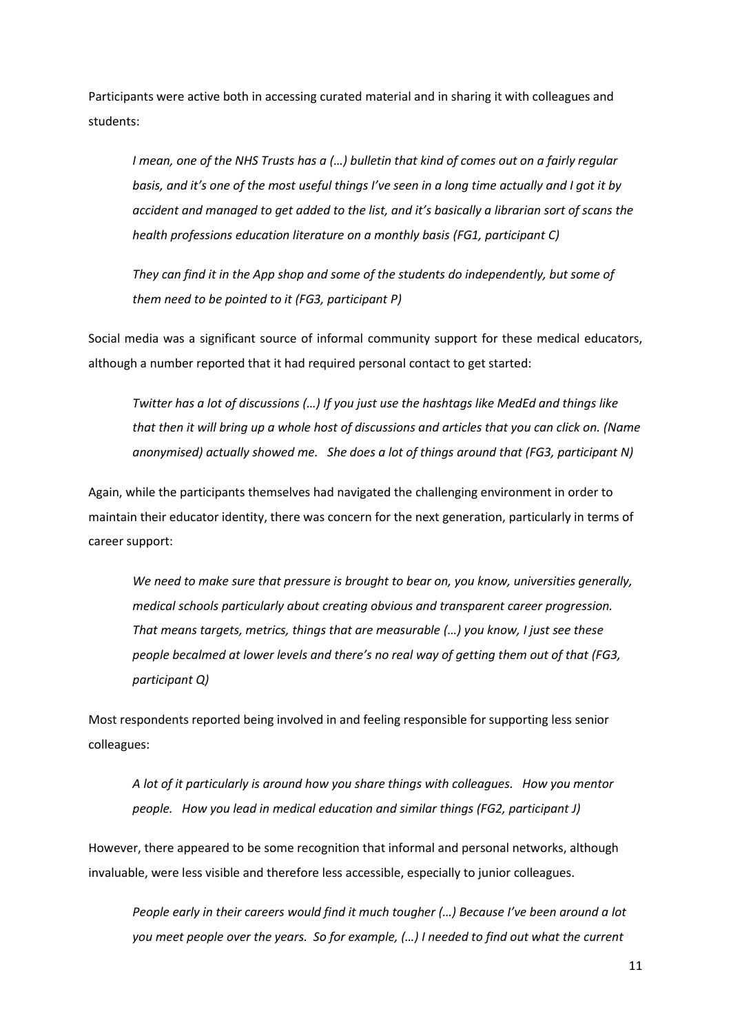Participants were active both in accessing curated material and in sharing it with colleagues and students:

> *I mean, one of the NHS Trusts has a (…) bulletin that kind of comes out on a fairly regular basis, and it's one of the most useful things I've seen in a long time actually and I got it by accident and managed to get added to the list, and it's basically a librarian sort of scans the health professions education literature on a monthly basis (FG1, participant C)*

> *They can find it in the App shop and some of the students do independently, but some of them need to be pointed to it (FG3, participant P)*

Social media was a significant source of informal community support for these medical educators, although a number reported that it had required personal contact to get started:

> *Twitter has a lot of discussions (…) If you just use the hashtags like MedEd and things like that then it will bring up a whole host of discussions and articles that you can click on. (Name anonymised) actually showed me. She does a lot of things around that (FG3, participant N)*

Again, while the participants themselves had navigated the challenging environment in order to maintain their educator identity, there was concern for the next generation, particularly in terms of career support:

> *We need to make sure that pressure is brought to bear on, you know, universities generally, medical schools particularly about creating obvious and transparent career progression. That means targets, metrics, things that are measurable (…) you know, I just see these people becalmed at lower levels and there's no real way of getting them out of that (FG3, participant Q)*

Most respondents reported being involved in and feeling responsible for supporting less senior colleagues:

> *A lot of it particularly is around how you share things with colleagues. How you mentor people. How you lead in medical education and similar things (FG2, participant J)*

However, there appeared to be some recognition that informal and personal networks, although invaluable, were less visible and therefore less accessible, especially to junior colleagues.

> *People early in their careers would find it much tougher (…) Because I've been around a lot you meet people over the years. So for example, (…) I needed to find out what the current*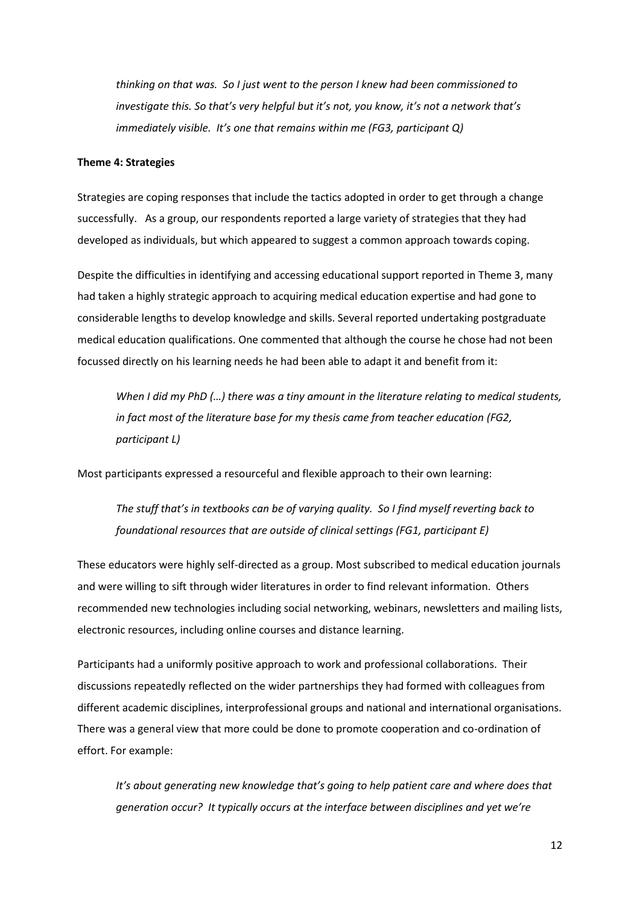*thinking on that was. So I just went to the person I knew had been commissioned to investigate this. So that's very helpful but it's not, you know, it's not a network that's immediately visible. It's one that remains within me (FG3, participant Q)*

**Theme 4: Strategies**

Strategies are coping responses that include the tactics adopted in order to get through a change successfully. As a group, our respondents reported a large variety of strategies that they had developed as individuals, but which appeared to suggest a common approach towards coping.

Despite the difficulties in identifying and accessing educational support reported in Theme 3, many had taken a highly strategic approach to acquiring medical education expertise and had gone to considerable lengths to develop knowledge and skills. Several reported undertaking postgraduate medical education qualifications. One commented that although the course he chose had not been focussed directly on his learning needs he had been able to adapt it and benefit from it:

> *When I did my PhD (…) there was a tiny amount in the literature relating to medical students, in fact most of the literature base for my thesis came from teacher education (FG2, participant L)*

Most participants expressed a resourceful and flexible approach to their own learning:

> *The stuff that's in textbooks can be of varying quality. So I find myself reverting back to foundational resources that are outside of clinical settings (FG1, participant E)*

These educators were highly self-directed as a group. Most subscribed to medical education journals and were willing to sift through wider literatures in order to find relevant information. Others recommended new technologies including social networking, webinars, newsletters and mailing lists, electronic resources, including online courses and distance learning.

Participants had a uniformly positive approach to work and professional collaborations. Their discussions repeatedly reflected on the wider partnerships they had formed with colleagues from different academic disciplines, interprofessional groups and national and international organisations. There was a general view that more could be done to promote cooperation and co-ordination of effort. For example:

> *It's about generating new knowledge that's going to help patient care and where does that generation occur? It typically occurs at the interface between disciplines and yet we're*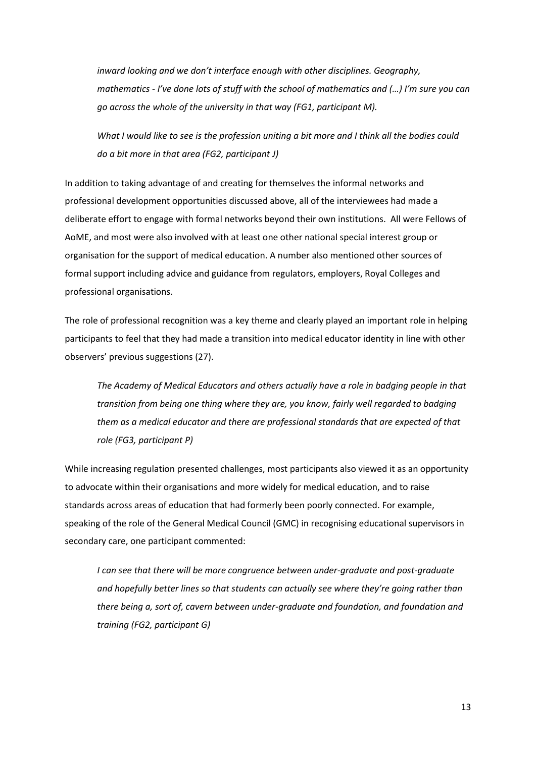*inward looking and we don't interface enough with other disciplines. Geography, mathematics - I've done lots of stuff with the school of mathematics and (…) I'm sure you can go across the whole of the university in that way (FG1, participant M).*

*What I would like to see is the profession uniting a bit more and I think all the bodies could do a bit more in that area (FG2, participant J)*

In addition to taking advantage of and creating for themselves the informal networks and professional development opportunities discussed above, all of the interviewees had made a deliberate effort to engage with formal networks beyond their own institutions. All were Fellows of AoME, and most were also involved with at least one other national special interest group or organisation for the support of medical education. A number also mentioned other sources of formal support including advice and guidance from regulators, employers, Royal Colleges and professional organisations.

The role of professional recognition was a key theme and clearly played an important role in helping participants to feel that they had made a transition into medical educator identity in line with other observers' previous suggestions (27).

*The Academy of Medical Educators and others actually have a role in badging people in that transition from being one thing where they are, you know, fairly well regarded to badging them as a medical educator and there are professional standards that are expected of that role (FG3, participant P)*

While increasing regulation presented challenges, most participants also viewed it as an opportunity to advocate within their organisations and more widely for medical education, and to raise standards across areas of education that had formerly been poorly connected. For example, speaking of the role of the General Medical Council (GMC) in recognising educational supervisors in secondary care, one participant commented:

*I can see that there will be more congruence between under-graduate and post-graduate and hopefully better lines so that students can actually see where they're going rather than there being a, sort of, cavern between under-graduate and foundation, and foundation and training (FG2, participant G)*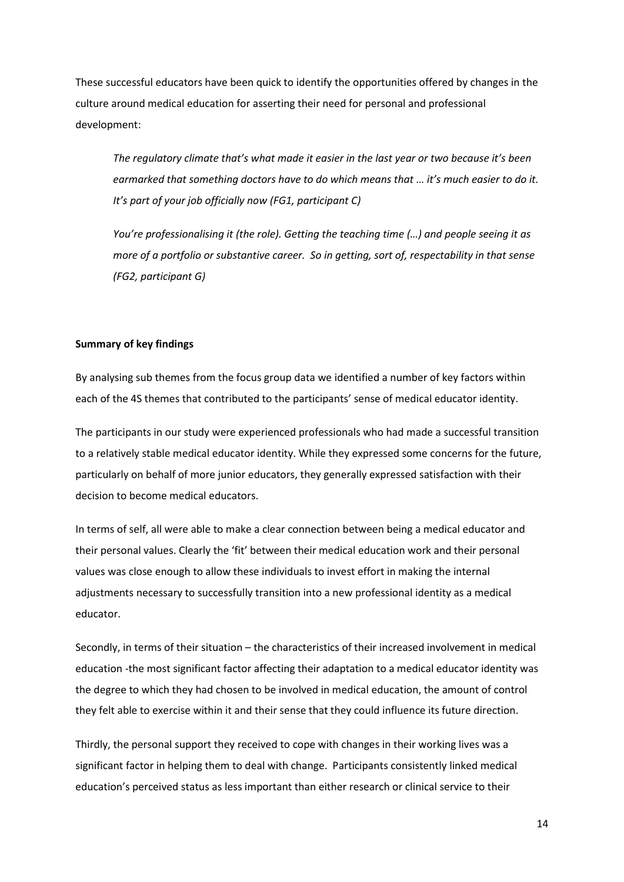These successful educators have been quick to identify the opportunities offered by changes in the culture around medical education for asserting their need for personal and professional development:

> *The regulatory climate that's what made it easier in the last year or two because it's been earmarked that something doctors have to do which means that … it's much easier to do it. It's part of your job officially now (FG1, participant C)*

> *You're professionalising it (the role). Getting the teaching time (…) and people seeing it as more of a portfolio or substantive career. So in getting, sort of, respectability in that sense (FG2, participant G)*

**Summary of key findings**

By analysing sub themes from the focus group data we identified a number of key factors within each of the 4S themes that contributed to the participants' sense of medical educator identity.

The participants in our study were experienced professionals who had made a successful transition to a relatively stable medical educator identity. While they expressed some concerns for the future, particularly on behalf of more junior educators, they generally expressed satisfaction with their decision to become medical educators.

In terms of self, all were able to make a clear connection between being a medical educator and their personal values. Clearly the 'fit' between their medical education work and their personal values was close enough to allow these individuals to invest effort in making the internal adjustments necessary to successfully transition into a new professional identity as a medical educator.

Secondly, in terms of their situation – the characteristics of their increased involvement in medical education -the most significant factor affecting their adaptation to a medical educator identity was the degree to which they had chosen to be involved in medical education, the amount of control they felt able to exercise within it and their sense that they could influence its future direction.

Thirdly, the personal support they received to cope with changes in their working lives was a significant factor in helping them to deal with change. Participants consistently linked medical education's perceived status as less important than either research or clinical service to their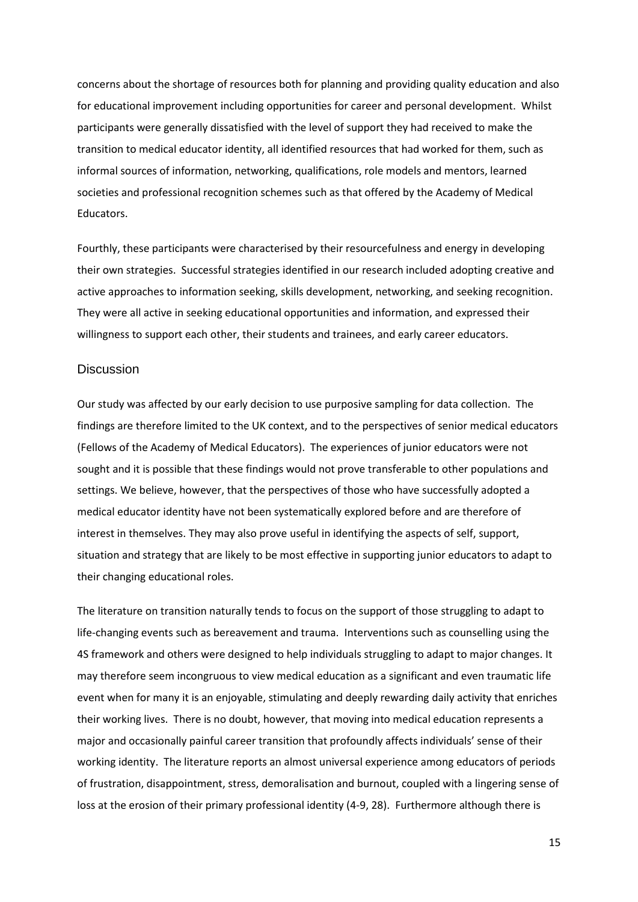concerns about the shortage of resources both for planning and providing quality education and also for educational improvement including opportunities for career and personal development. Whilst participants were generally dissatisfied with the level of support they had received to make the transition to medical educator identity, all identified resources that had worked for them, such as informal sources of information, networking, qualifications, role models and mentors, learned societies and professional recognition schemes such as that offered by the Academy of Medical Educators.

Fourthly, these participants were characterised by their resourcefulness and energy in developing their own strategies. Successful strategies identified in our research included adopting creative and active approaches to information seeking, skills development, networking, and seeking recognition. They were all active in seeking educational opportunities and information, and expressed their willingness to support each other, their students and trainees, and early career educators.

## Discussion

Our study was affected by our early decision to use purposive sampling for data collection. The findings are therefore limited to the UK context, and to the perspectives of senior medical educators (Fellows of the Academy of Medical Educators). The experiences of junior educators were not sought and it is possible that these findings would not prove transferable to other populations and settings. We believe, however, that the perspectives of those who have successfully adopted a medical educator identity have not been systematically explored before and are therefore of interest in themselves. They may also prove useful in identifying the aspects of self, support, situation and strategy that are likely to be most effective in supporting junior educators to adapt to their changing educational roles.

The literature on transition naturally tends to focus on the support of those struggling to adapt to life-changing events such as bereavement and trauma. Interventions such as counselling using the 4S framework and others were designed to help individuals struggling to adapt to major changes. It may therefore seem incongruous to view medical education as a significant and even traumatic life event when for many it is an enjoyable, stimulating and deeply rewarding daily activity that enriches their working lives. There is no doubt, however, that moving into medical education represents a major and occasionally painful career transition that profoundly affects individuals' sense of their working identity. The literature reports an almost universal experience among educators of periods of frustration, disappointment, stress, demoralisation and burnout, coupled with a lingering sense of loss at the erosion of their primary professional identity (4-9, 28). Furthermore although there is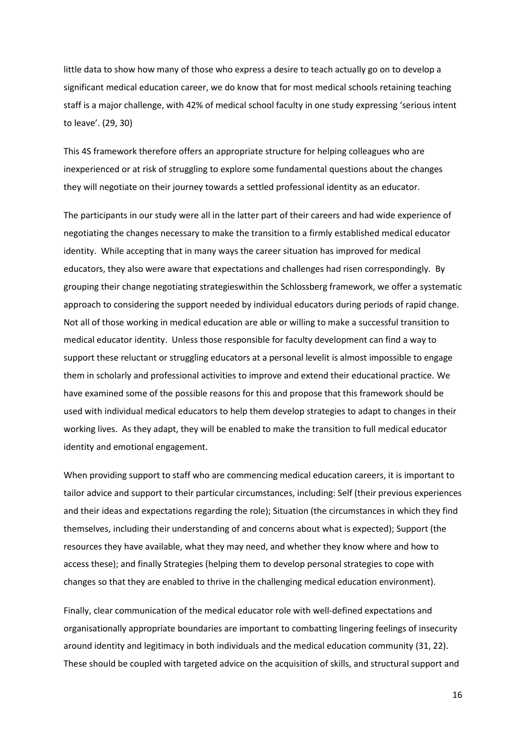little data to show how many of those who express a desire to teach actually go on to develop a significant medical education career, we do know that for most medical schools retaining teaching staff is a major challenge, with 42% of medical school faculty in one study expressing 'serious intent to leave'. (29, 30)

This 4S framework therefore offers an appropriate structure for helping colleagues who are inexperienced or at risk of struggling to explore some fundamental questions about the changes they will negotiate on their journey towards a settled professional identity as an educator.

The participants in our study were all in the latter part of their careers and had wide experience of negotiating the changes necessary to make the transition to a firmly established medical educator identity. While accepting that in many ways the career situation has improved for medical educators, they also were aware that expectations and challenges had risen correspondingly. By grouping their change negotiating strategieswithin the Schlossberg framework, we offer a systematic approach to considering the support needed by individual educators during periods of rapid change. Not all of those working in medical education are able or willing to make a successful transition to medical educator identity. Unless those responsible for faculty development can find a way to support these reluctant or struggling educators at a personal levelit is almost impossible to engage them in scholarly and professional activities to improve and extend their educational practice. We have examined some of the possible reasons for this and propose that this framework should be used with individual medical educators to help them develop strategies to adapt to changes in their working lives. As they adapt, they will be enabled to make the transition to full medical educator identity and emotional engagement.

When providing support to staff who are commencing medical education careers, it is important to tailor advice and support to their particular circumstances, including: Self (their previous experiences and their ideas and expectations regarding the role); Situation (the circumstances in which they find themselves, including their understanding of and concerns about what is expected); Support (the resources they have available, what they may need, and whether they know where and how to access these); and finally Strategies (helping them to develop personal strategies to cope with changes so that they are enabled to thrive in the challenging medical education environment).

Finally, clear communication of the medical educator role with well-defined expectations and organisationally appropriate boundaries are important to combatting lingering feelings of insecurity around identity and legitimacy in both individuals and the medical education community (31, 22). These should be coupled with targeted advice on the acquisition of skills, and structural support and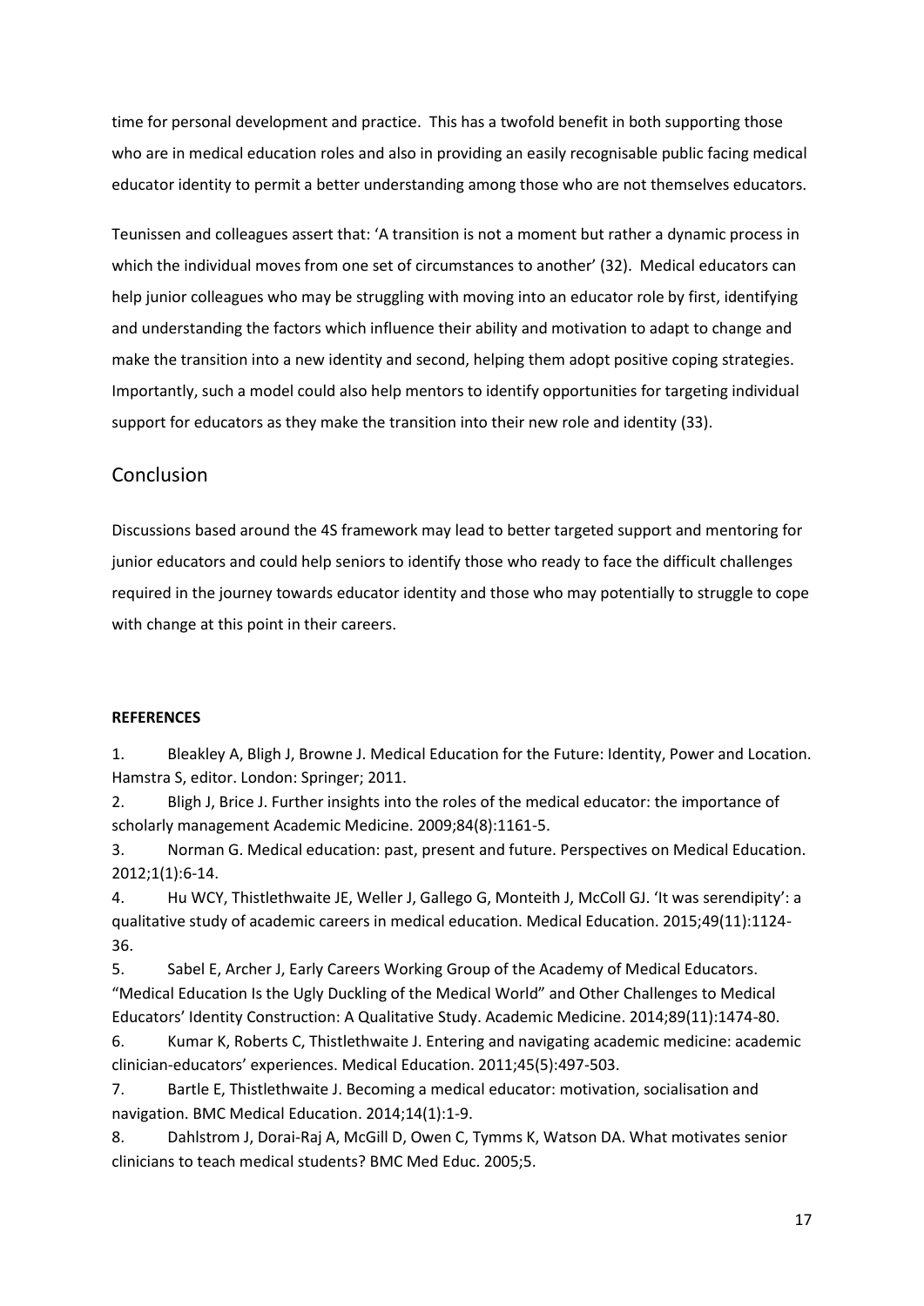time for personal development and practice. This has a twofold benefit in both supporting those who are in medical education roles and also in providing an easily recognisable public facing medical educator identity to permit a better understanding among those who are not themselves educators.

Teunissen and colleagues assert that: 'A transition is not a moment but rather a dynamic process in which the individual moves from one set of circumstances to another' (32). Medical educators can help junior colleagues who may be struggling with moving into an educator role by first, identifying and understanding the factors which influence their ability and motivation to adapt to change and make the transition into a new identity and second, helping them adopt positive coping strategies. Importantly, such a model could also help mentors to identify opportunities for targeting individual support for educators as they make the transition into their new role and identity (33).

## Conclusion

Discussions based around the 4S framework may lead to better targeted support and mentoring for junior educators and could help seniors to identify those who ready to face the difficult challenges required in the journey towards educator identity and those who may potentially to struggle to cope with change at this point in their careers.

**REFERENCES**

1. Bleakley A, Bligh J, Browne J. Medical Education for the Future: Identity, Power and Location. Hamstra S, editor. London: Springer; 2011.
2. Bligh J, Brice J. Further insights into the roles of the medical educator: the importance of scholarly management Academic Medicine. 2009;84(8):1161-5.
3. Norman G. Medical education: past, present and future. Perspectives on Medical Education. 2012;1(1):6-14.
4. Hu WCY, Thistlethwaite JE, Weller J, Gallego G, Monteith J, McColl GJ. 'It was serendipity': a qualitative study of academic careers in medical education. Medical Education. 2015;49(11):1124-36.
5. Sabel E, Archer J, Early Careers Working Group of the Academy of Medical Educators. "Medical Education Is the Ugly Duckling of the Medical World" and Other Challenges to Medical Educators' Identity Construction: A Qualitative Study. Academic Medicine. 2014;89(11):1474-80.
6. Kumar K, Roberts C, Thistlethwaite J. Entering and navigating academic medicine: academic clinician-educators' experiences. Medical Education. 2011;45(5):497-503.
7. Bartle E, Thistlethwaite J. Becoming a medical educator: motivation, socialisation and navigation. BMC Medical Education. 2014;14(1):1-9.
8. Dahlstrom J, Dorai-Raj A, McGill D, Owen C, Tymms K, Watson DA. What motivates senior clinicians to teach medical students? BMC Med Educ. 2005;5.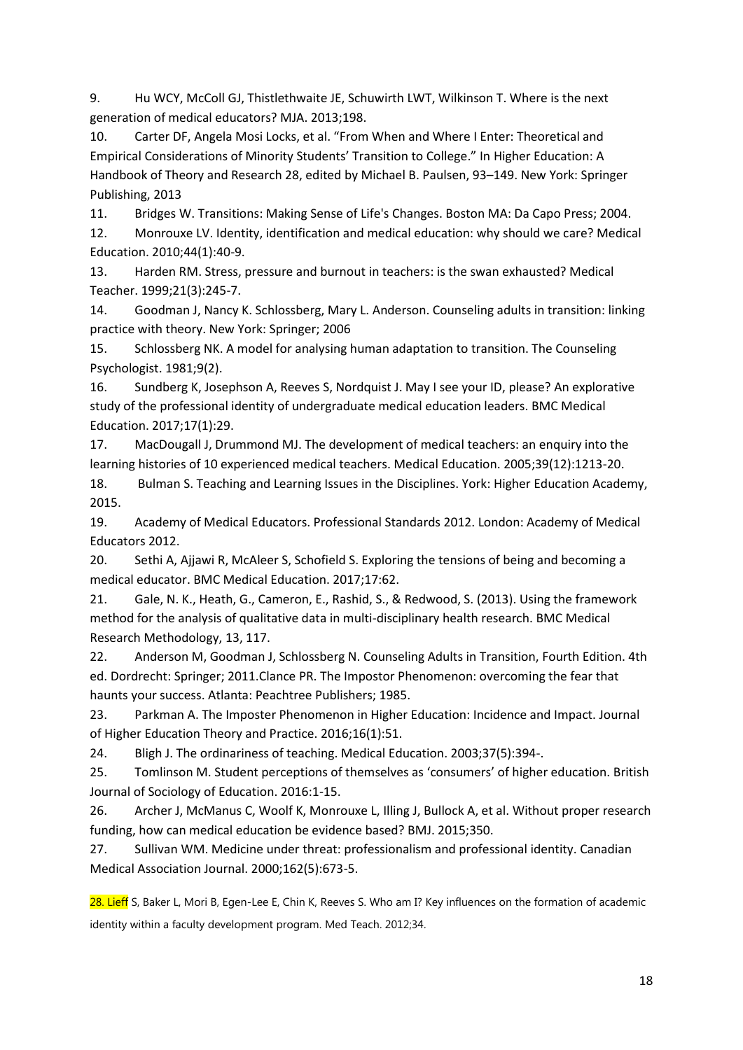9. Hu WCY, McColl GJ, Thistlethwaite JE, Schuwirth LWT, Wilkinson T. Where is the next generation of medical educators? MJA. 2013;198.

10. Carter DF, Angela Mosi Locks, et al. "From When and Where I Enter: Theoretical and Empirical Considerations of Minority Students' Transition to College." In Higher Education: A Handbook of Theory and Research 28, edited by Michael B. Paulsen, 93–149. New York: Springer Publishing, 2013

11. Bridges W. Transitions: Making Sense of Life's Changes. Boston MA: Da Capo Press; 2004.

12. Monrouxe LV. Identity, identification and medical education: why should we care? Medical Education. 2010;44(1):40-9.

13. Harden RM. Stress, pressure and burnout in teachers: is the swan exhausted? Medical Teacher. 1999;21(3):245-7.

14. Goodman J, Nancy K. Schlossberg, Mary L. Anderson. Counseling adults in transition: linking practice with theory. New York: Springer; 2006

15. Schlossberg NK. A model for analysing human adaptation to transition. The Counseling Psychologist. 1981;9(2).

16. Sundberg K, Josephson A, Reeves S, Nordquist J. May I see your ID, please? An explorative study of the professional identity of undergraduate medical education leaders. BMC Medical Education. 2017;17(1):29.

17. MacDougall J, Drummond MJ. The development of medical teachers: an enquiry into the learning histories of 10 experienced medical teachers. Medical Education. 2005;39(12):1213-20.

18. Bulman S. Teaching and Learning Issues in the Disciplines. York: Higher Education Academy, 2015.

19. Academy of Medical Educators. Professional Standards 2012. London: Academy of Medical Educators 2012.

20. Sethi A, Ajjawi R, McAleer S, Schofield S. Exploring the tensions of being and becoming a medical educator. BMC Medical Education. 2017;17:62.

21. Gale, N. K., Heath, G., Cameron, E., Rashid, S., & Redwood, S. (2013). Using the framework method for the analysis of qualitative data in multi-disciplinary health research. BMC Medical Research Methodology, 13, 117.

22. Anderson M, Goodman J, Schlossberg N. Counseling Adults in Transition, Fourth Edition. 4th ed. Dordrecht: Springer; 2011.Clance PR. The Impostor Phenomenon: overcoming the fear that haunts your success. Atlanta: Peachtree Publishers; 1985.

23. Parkman A. The Imposter Phenomenon in Higher Education: Incidence and Impact. Journal of Higher Education Theory and Practice. 2016;16(1):51.

24. Bligh J. The ordinariness of teaching. Medical Education. 2003;37(5):394-.

25. Tomlinson M. Student perceptions of themselves as 'consumers' of higher education. British Journal of Sociology of Education. 2016:1-15.

26. Archer J, McManus C, Woolf K, Monrouxe L, Illing J, Bullock A, et al. Without proper research funding, how can medical education be evidence based? BMJ. 2015;350.

27. Sullivan WM. Medicine under threat: professionalism and professional identity. Canadian Medical Association Journal. 2000;162(5):673-5.

28. Lieff S, Baker L, Mori B, Egen-Lee E, Chin K, Reeves S. Who am I? Key influences on the formation of academic identity within a faculty development program. Med Teach. 2012;34.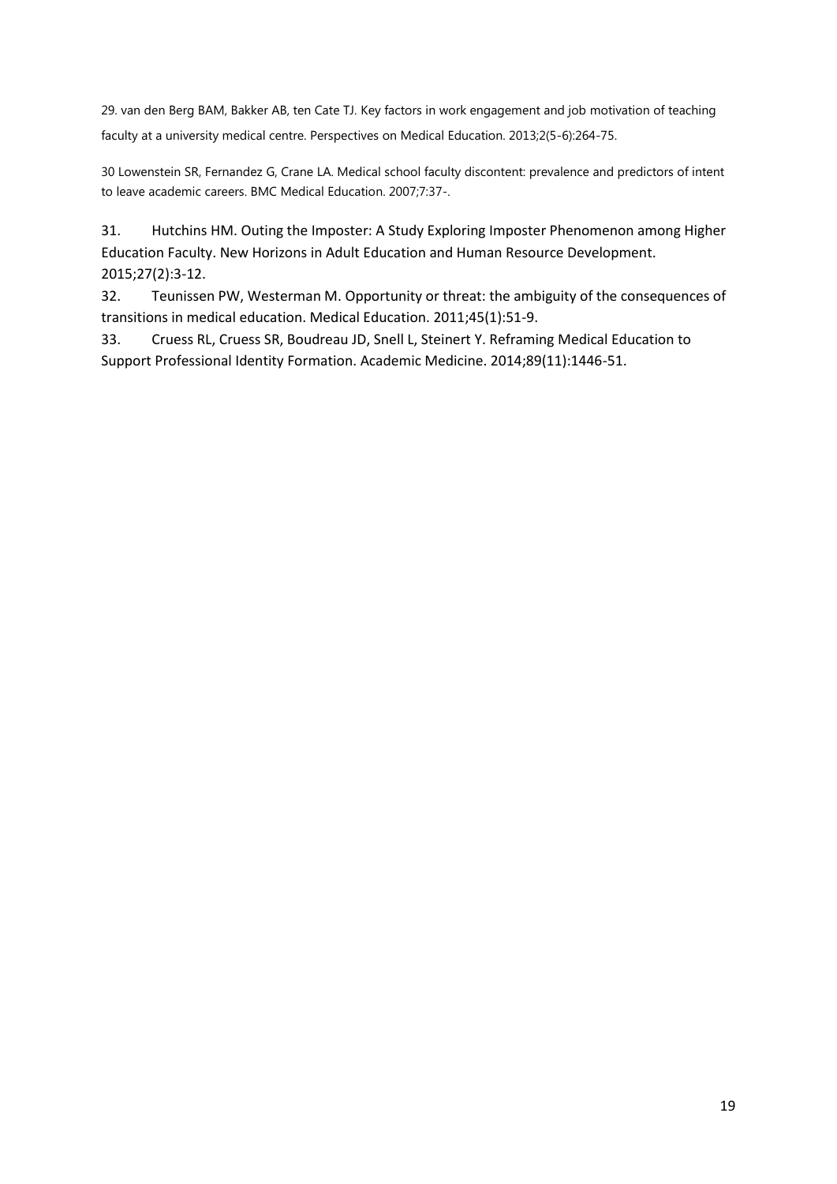29. van den Berg BAM, Bakker AB, ten Cate TJ. Key factors in work engagement and job motivation of teaching faculty at a university medical centre. Perspectives on Medical Education. 2013;2(5-6):264-75.

30 Lowenstein SR, Fernandez G, Crane LA. Medical school faculty discontent: prevalence and predictors of intent to leave academic careers. BMC Medical Education. 2007;7:37-.

31. Hutchins HM. Outing the Imposter: A Study Exploring Imposter Phenomenon among Higher Education Faculty. New Horizons in Adult Education and Human Resource Development. 2015;27(2):3-12.

32. Teunissen PW, Westerman M. Opportunity or threat: the ambiguity of the consequences of transitions in medical education. Medical Education. 2011;45(1):51-9.

33. Cruess RL, Cruess SR, Boudreau JD, Snell L, Steinert Y. Reframing Medical Education to Support Professional Identity Formation. Academic Medicine. 2014;89(11):1446-51.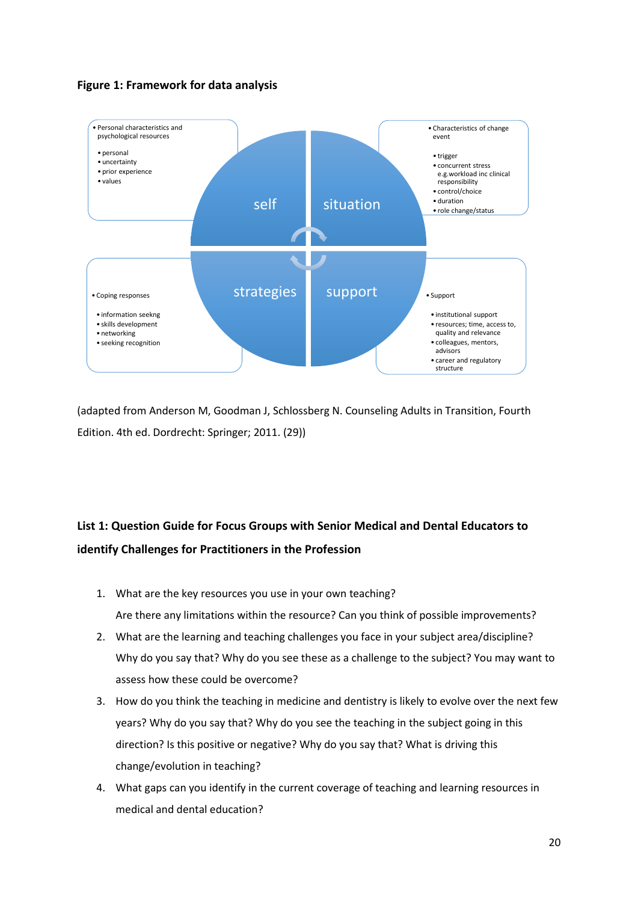**Figure 1: Framework for data analysis**

- Personal characteristics and psychological resources
  - personal
  - uncertainty
  - prior experience
  - values

- Characteristics of change event
  - trigger
  - concurrent stress e.g.workload inc clinical responsibility
  - control/choice
  - duration
  - role change/status

self | situation

strategies | support

- Coping responses
  - information seekng
  - skills development
  - networking
  - seeking recognition

- Support
  - institutional support
  - resources; time, access to, quality and relevance
  - colleagues, mentors, advisors
  - career and regulatory structure

(adapted from Anderson M, Goodman J, Schlossberg N. Counseling Adults in Transition, Fourth Edition. 4th ed. Dordrecht: Springer; 2011. (29))

**List 1: Question Guide for Focus Groups with Senior Medical and Dental Educators to identify Challenges for Practitioners in the Profession**

1. What are the key resources you use in your own teaching?
   Are there any limitations within the resource? Can you think of possible improvements?
2. What are the learning and teaching challenges you face in your subject area/discipline? Why do you say that? Why do you see these as a challenge to the subject? You may want to assess how these could be overcome?
3. How do you think the teaching in medicine and dentistry is likely to evolve over the next few years? Why do you say that? Why do you see the teaching in the subject going in this direction? Is this positive or negative? Why do you say that? What is driving this change/evolution in teaching?
4. What gaps can you identify in the current coverage of teaching and learning resources in medical and dental education?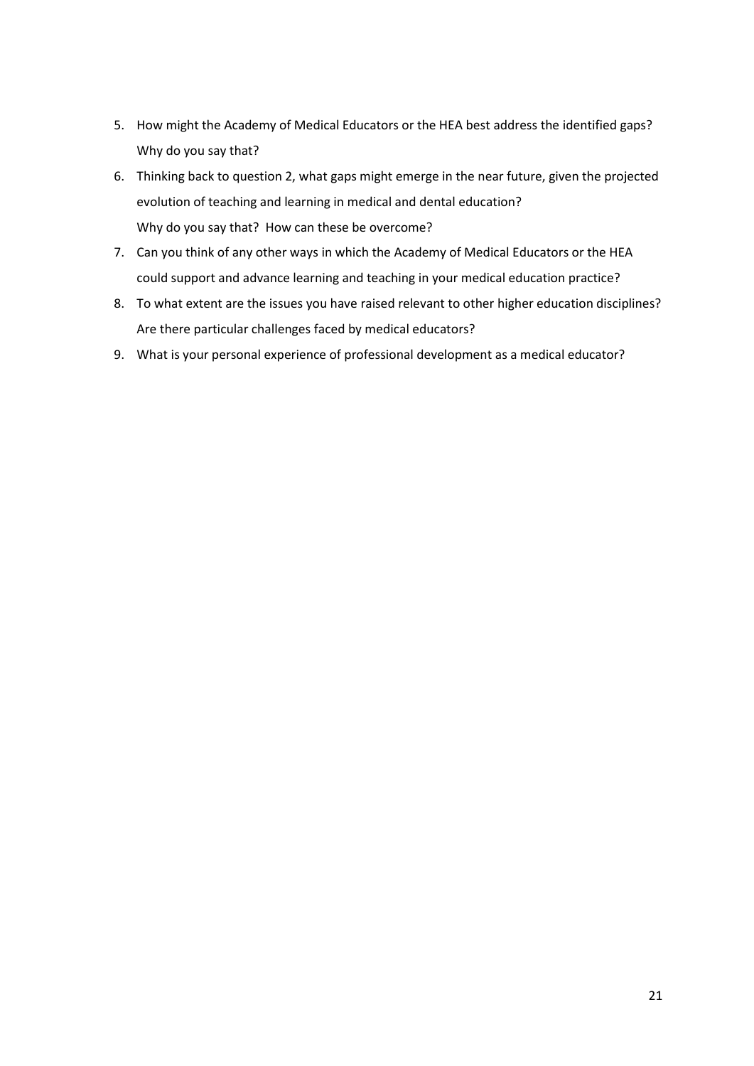5. How might the Academy of Medical Educators or the HEA best address the identified gaps? Why do you say that?
6. Thinking back to question 2, what gaps might emerge in the near future, given the projected evolution of teaching and learning in medical and dental education? Why do you say that? How can these be overcome?
7. Can you think of any other ways in which the Academy of Medical Educators or the HEA could support and advance learning and teaching in your medical education practice?
8. To what extent are the issues you have raised relevant to other higher education disciplines? Are there particular challenges faced by medical educators?
9. What is your personal experience of professional development as a medical educator?